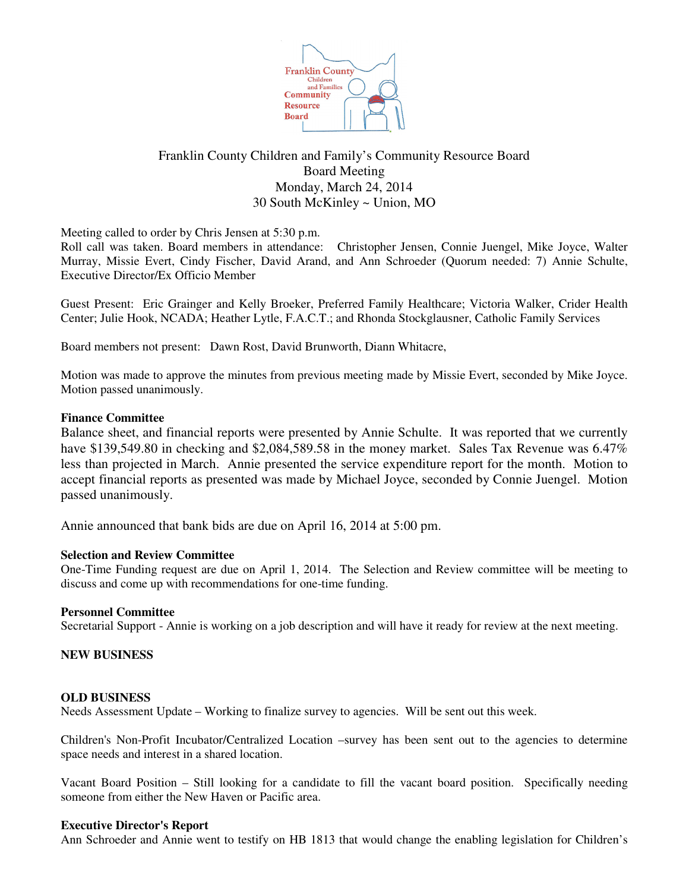Franklin County Children and Family's Community Resource Board
Board Meeting
Monday, March 24, 2014
30 South McKinley ~ Union, MO

Meeting called to order by Chris Jensen at 5:30 p.m.
Roll call was taken. Board members in attendance: Christopher Jensen, Connie Juengel, Mike Joyce, Walter Murray, Missie Evert, Cindy Fischer, David Arand, and Ann Schroeder (Quorum needed: 7) Annie Schulte, Executive Director/Ex Officio Member

Guest Present: Eric Grainger and Kelly Broeker, Preferred Family Healthcare; Victoria Walker, Crider Health Center; Julie Hook, NCADA; Heather Lytle, F.A.C.T.; and Rhonda Stockglausner, Catholic Family Services

Board members not present: Dawn Rost, David Brunworth, Diann Whitacre,

Motion was made to approve the minutes from previous meeting made by Missie Evert, seconded by Mike Joyce. Motion passed unanimously.

**Finance Committee**

Balance sheet, and financial reports were presented by Annie Schulte. It was reported that we currently have $139,549.80 in checking and $2,084,589.58 in the money market. Sales Tax Revenue was 6.47% less than projected in March. Annie presented the service expenditure report for the month. Motion to accept financial reports as presented was made by Michael Joyce, seconded by Connie Juengel. Motion passed unanimously.

Annie announced that bank bids are due on April 16, 2014 at 5:00 pm.

**Selection and Review Committee**

One-Time Funding request are due on April 1, 2014. The Selection and Review committee will be meeting to discuss and come up with recommendations for one-time funding.

**Personnel Committee**

Secretarial Support - Annie is working on a job description and will have it ready for review at the next meeting.

**NEW BUSINESS**

**OLD BUSINESS**

Needs Assessment Update – Working to finalize survey to agencies. Will be sent out this week.

Children's Non-Profit Incubator/Centralized Location –survey has been sent out to the agencies to determine space needs and interest in a shared location.

Vacant Board Position – Still looking for a candidate to fill the vacant board position. Specifically needing someone from either the New Haven or Pacific area.

**Executive Director's Report**

Ann Schroeder and Annie went to testify on HB 1813 that would change the enabling legislation for Children's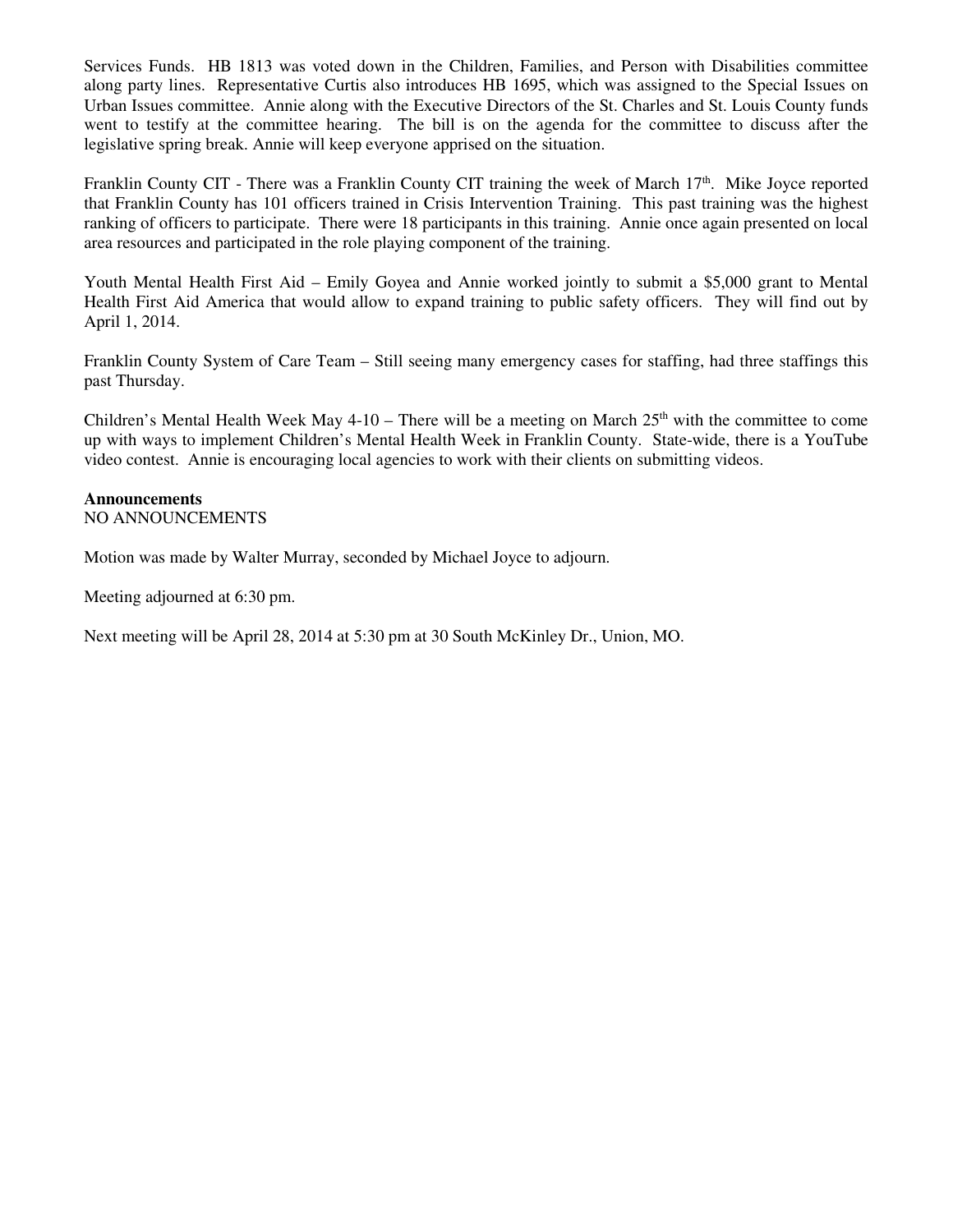Services Funds. HB 1813 was voted down in the Children, Families, and Person with Disabilities committee along party lines. Representative Curtis also introduces HB 1695, which was assigned to the Special Issues on Urban Issues committee. Annie along with the Executive Directors of the St. Charles and St. Louis County funds went to testify at the committee hearing. The bill is on the agenda for the committee to discuss after the legislative spring break. Annie will keep everyone apprised on the situation.

Franklin County CIT - There was a Franklin County CIT training the week of March 17th. Mike Joyce reported that Franklin County has 101 officers trained in Crisis Intervention Training. This past training was the highest ranking of officers to participate. There were 18 participants in this training. Annie once again presented on local area resources and participated in the role playing component of the training.

Youth Mental Health First Aid – Emily Goyea and Annie worked jointly to submit a $5,000 grant to Mental Health First Aid America that would allow to expand training to public safety officers. They will find out by April 1, 2014.

Franklin County System of Care Team – Still seeing many emergency cases for staffing, had three staffings this past Thursday.

Children's Mental Health Week May 4-10 – There will be a meeting on March 25th with the committee to come up with ways to implement Children's Mental Health Week in Franklin County. State-wide, there is a YouTube video contest. Annie is encouraging local agencies to work with their clients on submitting videos.

**Announcements**
NO ANNOUNCEMENTS

Motion was made by Walter Murray, seconded by Michael Joyce to adjourn.

Meeting adjourned at 6:30 pm.

Next meeting will be April 28, 2014 at 5:30 pm at 30 South McKinley Dr., Union, MO.